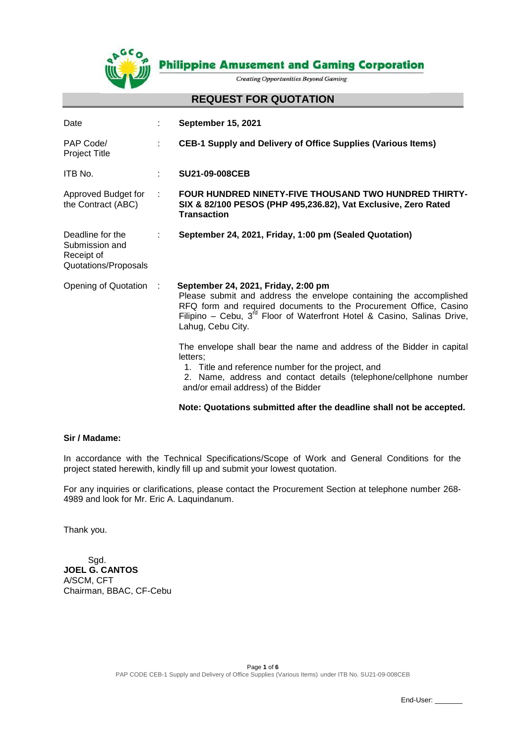**Philippine Amusement and Gaming Corporation**

*Creating Opportunities Beyond Gaming*

# REQUEST FOR QUOTATION

| | | |
|---|---|---|
| Date | : | **September 15, 2021** |
| PAP Code/ Project Title | : | **CEB-1 Supply and Delivery of Office Supplies (Various Items)** |
| ITB No. | : | **SU21-09-008CEB** |
| Approved Budget for the Contract (ABC) | : | **FOUR HUNDRED NINETY-FIVE THOUSAND TWO HUNDRED THIRTY-SIX & 82/100 PESOS (PHP 495,236.82), Vat Exclusive, Zero Rated Transaction** |
| Deadline for the Submission and Receipt of Quotations/Proposals | : | **September 24, 2021, Friday, 1:00 pm (Sealed Quotation)** |
| Opening of Quotation | : | **September 24, 2021, Friday, 2:00 pm** |

Please submit and address the envelope containing the accomplished RFQ form and required documents to the Procurement Office, Casino Filipino – Cebu, 3rd Floor of Waterfront Hotel & Casino, Salinas Drive, Lahug, Cebu City.

The envelope shall bear the name and address of the Bidder in capital letters;

1. Title and reference number for the project, and
2. Name, address and contact details (telephone/cellphone number and/or email address) of the Bidder

**Note: Quotations submitted after the deadline shall not be accepted.**

**Sir / Madame:**

In accordance with the Technical Specifications/Scope of Work and General Conditions for the project stated herewith, kindly fill up and submit your lowest quotation.

For any inquiries or clarifications, please contact the Procurement Section at telephone number 268-4989 and look for Mr. Eric A. Laquindanum.

Thank you.

Sgd.
**JOEL G. CANTOS**
A/SCM, CFT
Chairman, BBAC, CF-Cebu

End-User: _______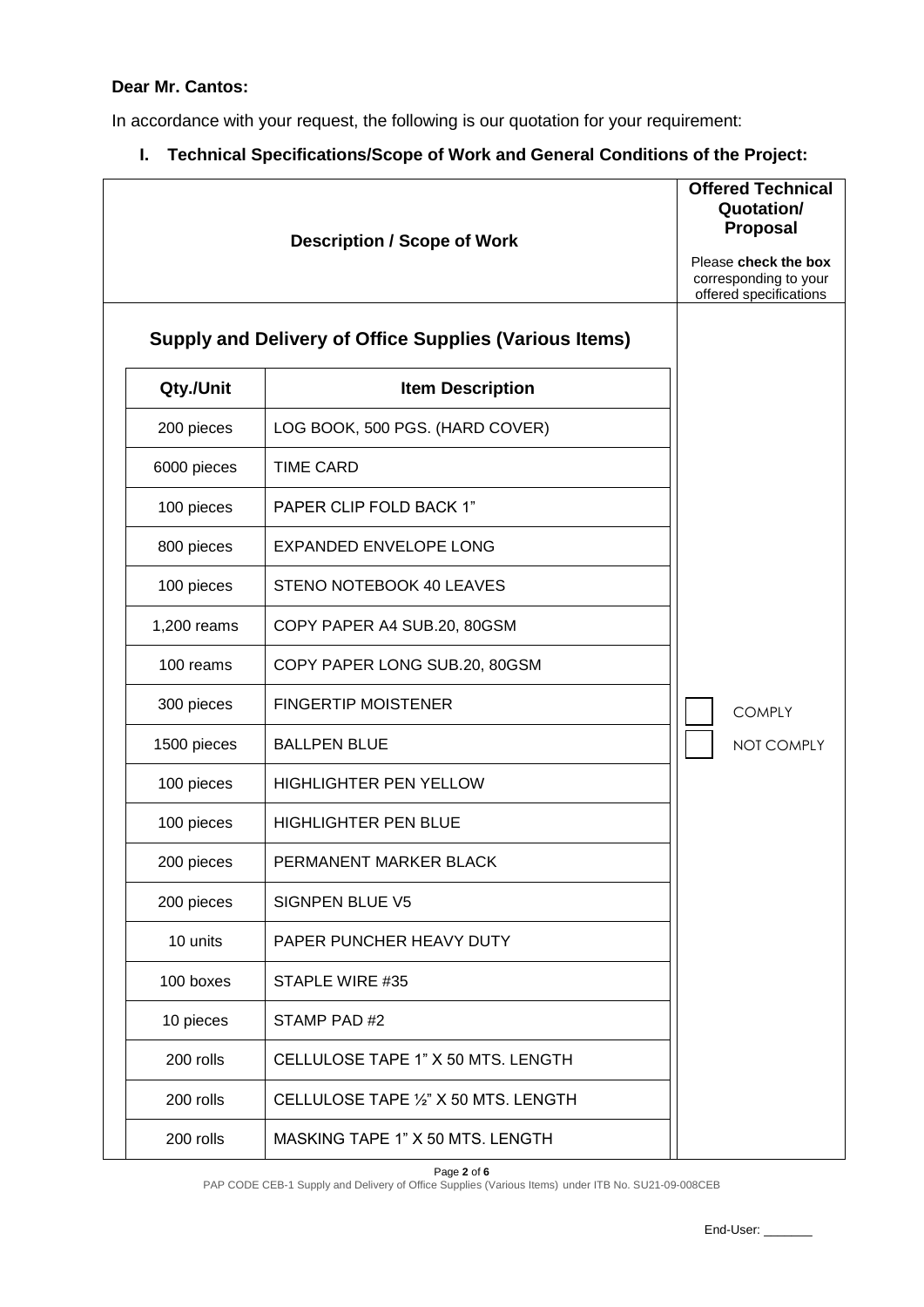**Dear Mr. Cantos:**

In accordance with your request, the following is our quotation for your requirement:

## I. Technical Specifications/Scope of Work and General Conditions of the Project:

| Description / Scope of Work | | Offered Technical Quotation/ Proposal<br>Please **check the box** corresponding to your offered specifications |
|---|---|---|
| **Supply and Delivery of Office Supplies (Various Items)** | | |
| **Qty./Unit** | **Item Description** | |
| 200 pieces | LOG BOOK, 500 PGS. (HARD COVER) | |
| 6000 pieces | TIME CARD | |
| 100 pieces | PAPER CLIP FOLD BACK 1" | |
| 800 pieces | EXPANDED ENVELOPE LONG | |
| 100 pieces | STENO NOTEBOOK 40 LEAVES | |
| 1,200 reams | COPY PAPER A4 SUB.20, 80GSM | |
| 100 reams | COPY PAPER LONG SUB.20, 80GSM | |
| 300 pieces | FINGERTIP MOISTENER | ☐ COMPLY |
| 1500 pieces | BALLPEN BLUE | ☐ NOT COMPLY |
| 100 pieces | HIGHLIGHTER PEN YELLOW | |
| 100 pieces | HIGHLIGHTER PEN BLUE | |
| 200 pieces | PERMANENT MARKER BLACK | |
| 200 pieces | SIGNPEN BLUE V5 | |
| 10 units | PAPER PUNCHER HEAVY DUTY | |
| 100 boxes | STAPLE WIRE #35 | |
| 10 pieces | STAMP PAD #2 | |
| 200 rolls | CELLULOSE TAPE 1" X 50 MTS. LENGTH | |
| 200 rolls | CELLULOSE TAPE ½" X 50 MTS. LENGTH | |
| 200 rolls | MASKING TAPE 1" X 50 MTS. LENGTH | |

PAP CODE CEB-1 Supply and Delivery of Office Supplies (Various Items) under ITB No. SU21-09-008CEB

End-User: _______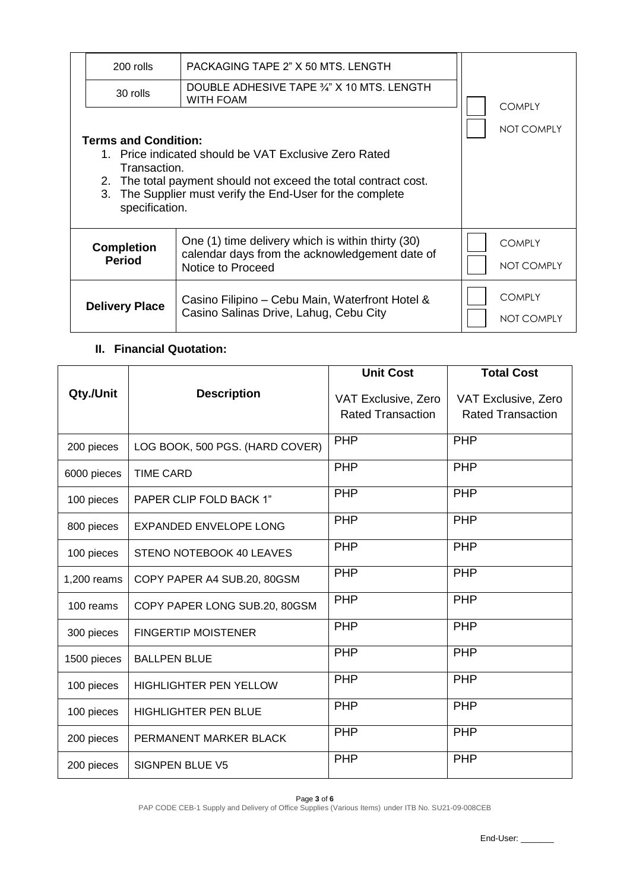| | | |
|---|---|---|
| 200 rolls | PACKAGING TAPE 2" X 50 MTS. LENGTH | COMPLY<br>NOT COMPLY |
| 30 rolls | DOUBLE ADHESIVE TAPE ¾" X 10 MTS. LENGTH WITH FOAM | |
| **Terms and Condition:**<br>1. Price indicated should be VAT Exclusive Zero Rated Transaction.<br>2. The total payment should not exceed the total contract cost.<br>3. The Supplier must verify the End-User for the complete specification. | | |
| **Completion Period** | One (1) time delivery which is within thirty (30) calendar days from the acknowledgement date of Notice to Proceed | COMPLY<br>NOT COMPLY |
| **Delivery Place** | Casino Filipino – Cebu Main, Waterfront Hotel & Casino Salinas Drive, Lahug, Cebu City | COMPLY<br>NOT COMPLY |

## II. Financial Quotation:

| Qty./Unit | Description | Unit Cost<br>VAT Exclusive, Zero Rated Transaction | Total Cost<br>VAT Exclusive, Zero Rated Transaction |
|---|---|---|---|
| 200 pieces | LOG BOOK, 500 PGS. (HARD COVER) | PHP | PHP |
| 6000 pieces | TIME CARD | PHP | PHP |
| 100 pieces | PAPER CLIP FOLD BACK 1" | PHP | PHP |
| 800 pieces | EXPANDED ENVELOPE LONG | PHP | PHP |
| 100 pieces | STENO NOTEBOOK 40 LEAVES | PHP | PHP |
| 1,200 reams | COPY PAPER A4 SUB.20, 80GSM | PHP | PHP |
| 100 reams | COPY PAPER LONG SUB.20, 80GSM | PHP | PHP |
| 300 pieces | FINGERTIP MOISTENER | PHP | PHP |
| 1500 pieces | BALLPEN BLUE | PHP | PHP |
| 100 pieces | HIGHLIGHTER PEN YELLOW | PHP | PHP |
| 100 pieces | HIGHLIGHTER PEN BLUE | PHP | PHP |
| 200 pieces | PERMANENT MARKER BLACK | PHP | PHP |
| 200 pieces | SIGNPEN BLUE V5 | PHP | PHP |

End-User: _______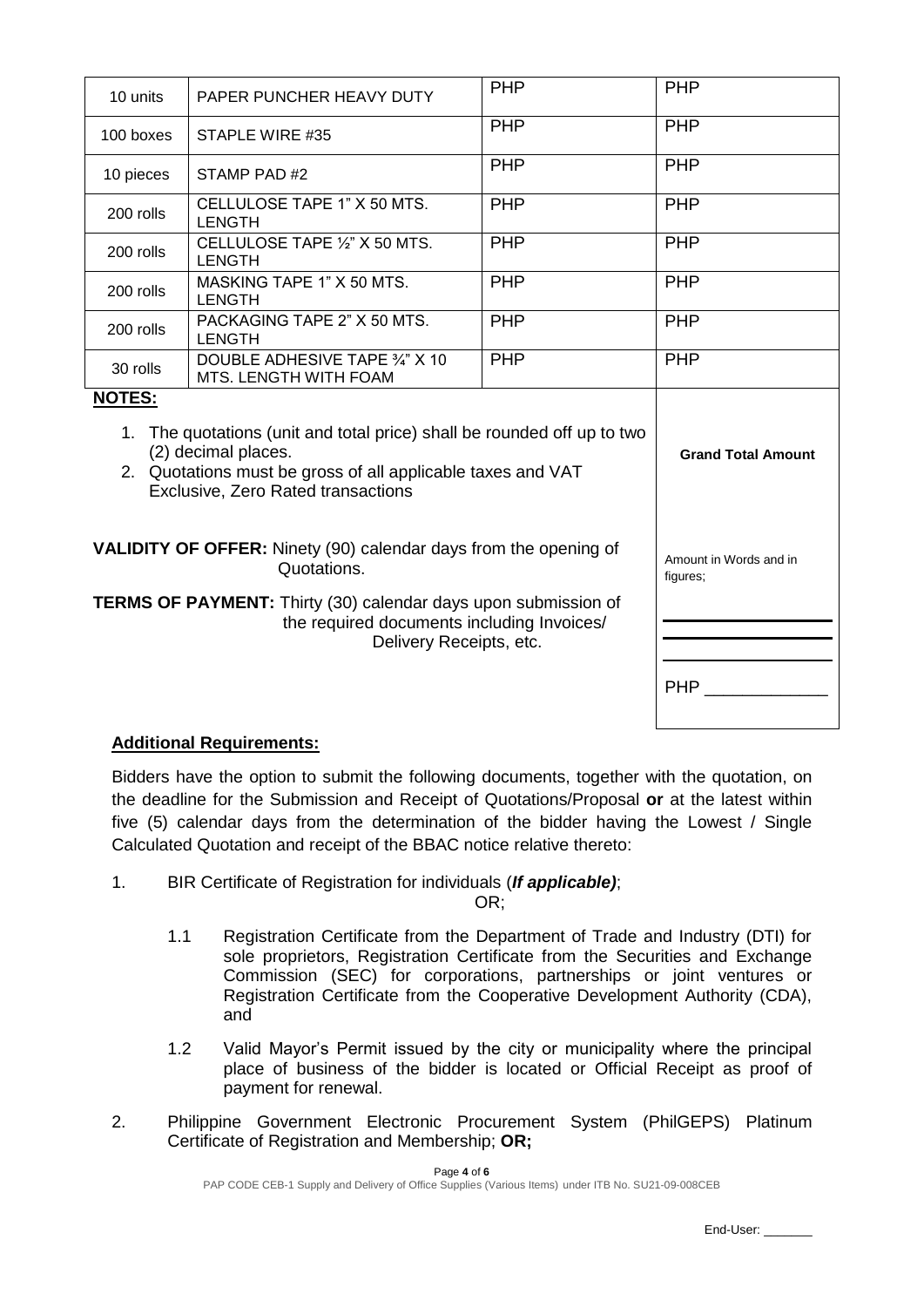| 10 units | PAPER PUNCHER HEAVY DUTY | PHP | PHP |
|---|---|---|---|
| 100 boxes | STAPLE WIRE #35 | PHP | PHP |
| 10 pieces | STAMP PAD #2 | PHP | PHP |
| 200 rolls | CELLULOSE TAPE 1" X 50 MTS. LENGTH | PHP | PHP |
| 200 rolls | CELLULOSE TAPE ½" X 50 MTS. LENGTH | PHP | PHP |
| 200 rolls | MASKING TAPE 1" X 50 MTS. LENGTH | PHP | PHP |
| 200 rolls | PACKAGING TAPE 2" X 50 MTS. LENGTH | PHP | PHP |
| 30 rolls | DOUBLE ADHESIVE TAPE ¾" X 10 MTS. LENGTH WITH FOAM | PHP | PHP |

**NOTES:**

1. The quotations (unit and total price) shall be rounded off up to two (2) decimal places.
2. Quotations must be gross of all applicable taxes and VAT Exclusive, Zero Rated transactions

**VALIDITY OF OFFER:** Ninety (90) calendar days from the opening of Quotations.

**TERMS OF PAYMENT:** Thirty (30) calendar days upon submission of the required documents including Invoices/ Delivery Receipts, etc.

**Grand Total Amount**

Amount in Words and in figures;

\_\_\_\_\_\_\_\_\_\_\_\_\_\_\_\_\_\_\_\_

\_\_\_\_\_\_\_\_\_\_\_\_\_\_\_\_\_\_\_\_

\_\_\_\_\_\_\_\_\_\_\_\_\_\_\_\_\_\_\_\_

PHP \_\_\_\_\_\_\_\_\_\_\_\_\_

## **Additional Requirements:**

Bidders have the option to submit the following documents, together with the quotation, on the deadline for the Submission and Receipt of Quotations/Proposal **or** at the latest within five (5) calendar days from the determination of the bidder having the Lowest / Single Calculated Quotation and receipt of the BBAC notice relative thereto:

1. BIR Certificate of Registration for individuals (***If applicable)***;

   OR;

   1.1 Registration Certificate from the Department of Trade and Industry (DTI) for sole proprietors, Registration Certificate from the Securities and Exchange Commission (SEC) for corporations, partnerships or joint ventures or Registration Certificate from the Cooperative Development Authority (CDA), and

   1.2 Valid Mayor's Permit issued by the city or municipality where the principal place of business of the bidder is located or Official Receipt as proof of payment for renewal.

2. Philippine Government Electronic Procurement System (PhilGEPS) Platinum Certificate of Registration and Membership; **OR;**

End-User: \_\_\_\_\_\_\_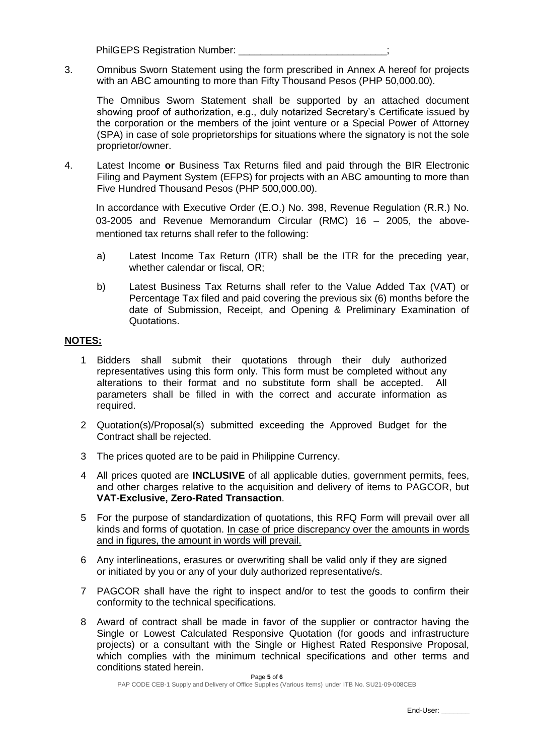PhilGEPS Registration Number: ___________________________;

3. Omnibus Sworn Statement using the form prescribed in Annex A hereof for projects with an ABC amounting to more than Fifty Thousand Pesos (PHP 50,000.00).

   The Omnibus Sworn Statement shall be supported by an attached document showing proof of authorization, e.g., duly notarized Secretary's Certificate issued by the corporation or the members of the joint venture or a Special Power of Attorney (SPA) in case of sole proprietorships for situations where the signatory is not the sole proprietor/owner.

4. Latest Income **or** Business Tax Returns filed and paid through the BIR Electronic Filing and Payment System (EFPS) for projects with an ABC amounting to more than Five Hundred Thousand Pesos (PHP 500,000.00).

   In accordance with Executive Order (E.O.) No. 398, Revenue Regulation (R.R.) No. 03-2005 and Revenue Memorandum Circular (RMC) 16 – 2005, the above-mentioned tax returns shall refer to the following:

   a) Latest Income Tax Return (ITR) shall be the ITR for the preceding year, whether calendar or fiscal, OR;

   b) Latest Business Tax Returns shall refer to the Value Added Tax (VAT) or Percentage Tax filed and paid covering the previous six (6) months before the date of Submission, Receipt, and Opening & Preliminary Examination of Quotations.

**NOTES:**

1. Bidders shall submit their quotations through their duly authorized representatives using this form only. This form must be completed without any alterations to their format and no substitute form shall be accepted. All parameters shall be filled in with the correct and accurate information as required.
2. Quotation(s)/Proposal(s) submitted exceeding the Approved Budget for the Contract shall be rejected.
3. The prices quoted are to be paid in Philippine Currency.
4. All prices quoted are **INCLUSIVE** of all applicable duties, government permits, fees, and other charges relative to the acquisition and delivery of items to PAGCOR, but **VAT-Exclusive, Zero-Rated Transaction**.
5. For the purpose of standardization of quotations, this RFQ Form will prevail over all kinds and forms of quotation. In case of price discrepancy over the amounts in words and in figures, the amount in words will prevail.
6. Any interlineations, erasures or overwriting shall be valid only if they are signed or initiated by you or any of your duly authorized representative/s.
7. PAGCOR shall have the right to inspect and/or to test the goods to confirm their conformity to the technical specifications.
8. Award of contract shall be made in favor of the supplier or contractor having the Single or Lowest Calculated Responsive Quotation (for goods and infrastructure projects) or a consultant with the Single or Highest Rated Responsive Proposal, which complies with the minimum technical specifications and other terms and conditions stated herein.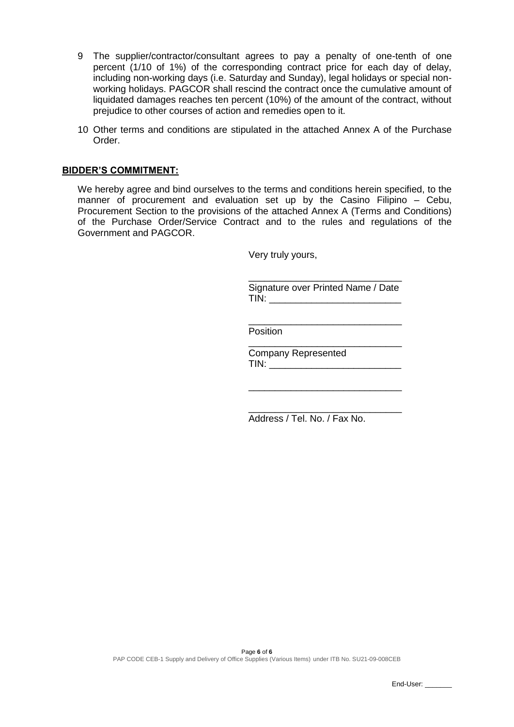9. The supplier/contractor/consultant agrees to pay a penalty of one-tenth of one percent (1/10 of 1%) of the corresponding contract price for each day of delay, including non-working days (i.e. Saturday and Sunday), legal holidays or special non-working holidays. PAGCOR shall rescind the contract once the cumulative amount of liquidated damages reaches ten percent (10%) of the amount of the contract, without prejudice to other courses of action and remedies open to it.

10. Other terms and conditions are stipulated in the attached Annex A of the Purchase Order.

**BIDDER'S COMMITMENT:**

We hereby agree and bind ourselves to the terms and conditions herein specified, to the manner of procurement and evaluation set up by the Casino Filipino – Cebu, Procurement Section to the provisions of the attached Annex A (Terms and Conditions) of the Purchase Order/Service Contract and to the rules and regulations of the Government and PAGCOR.

Very truly yours,

______________________________
Signature over Printed Name / Date
TIN: _________________________

______________________________
Position

______________________________
Company Represented
TIN: _________________________

______________________________

______________________________
Address / Tel. No. / Fax No.

PAP CODE CEB-1 Supply and Delivery of Office Supplies (Various Items) under ITB No. SU21-09-008CEB

End-User: _______